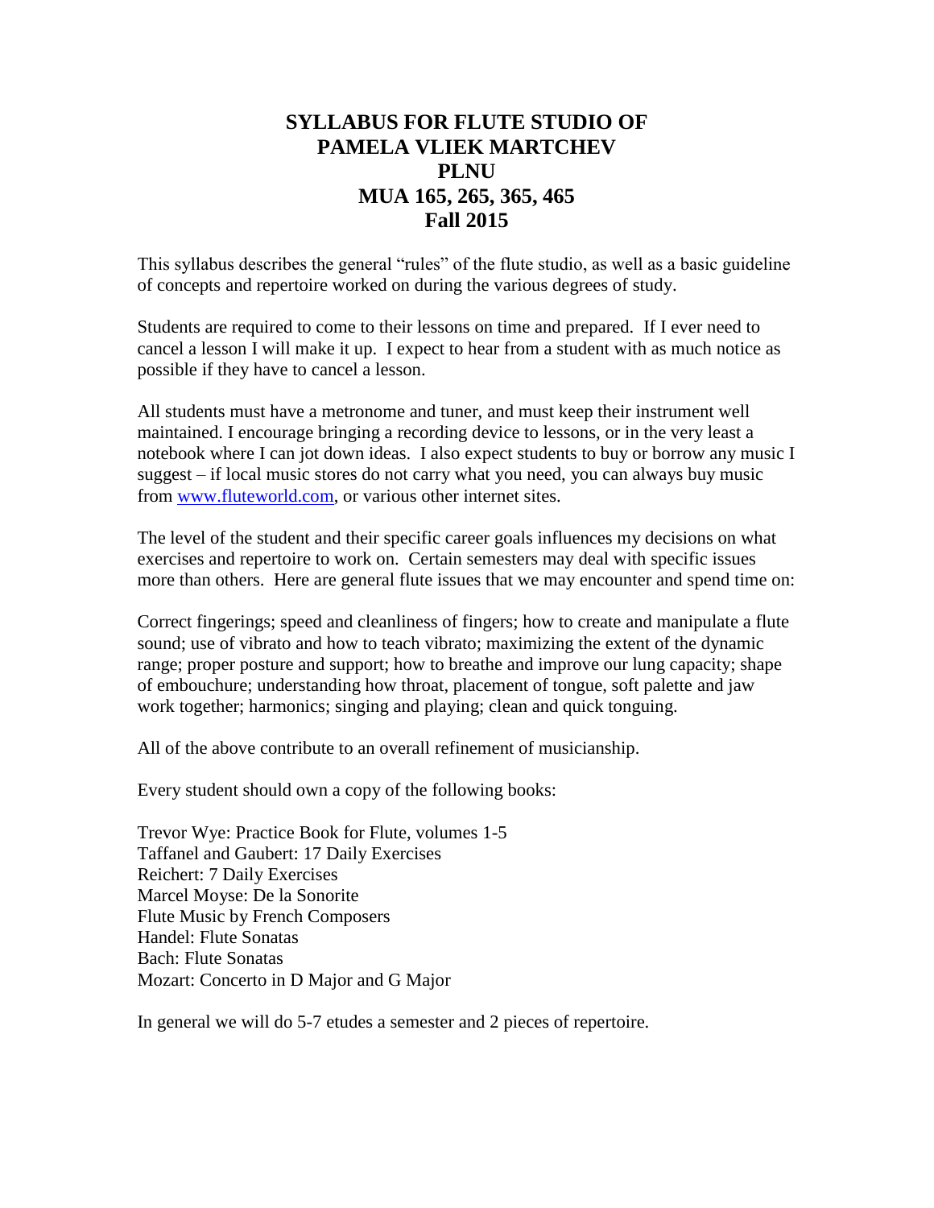# SYLLABUS FOR FLUTE STUDIO OF PAMELA VLIEK MARTCHEV PLNU MUA 165, 265, 365, 465 Fall 2015

This syllabus describes the general “rules” of the flute studio, as well as a basic guideline of concepts and repertoire worked on during the various degrees of study.

Students are required to come to their lessons on time and prepared. If I ever need to cancel a lesson I will make it up. I expect to hear from a student with as much notice as possible if they have to cancel a lesson.

All students must have a metronome and tuner, and must keep their instrument well maintained. I encourage bringing a recording device to lessons, or in the very least a notebook where I can jot down ideas. I also expect students to buy or borrow any music I suggest – if local music stores do not carry what you need, you can always buy music from [www.fluteworld.com](http://www.fluteworld.com), or various other internet sites.

The level of the student and their specific career goals influences my decisions on what exercises and repertoire to work on. Certain semesters may deal with specific issues more than others. Here are general flute issues that we may encounter and spend time on:

Correct fingerings; speed and cleanliness of fingers; how to create and manipulate a flute sound; use of vibrato and how to teach vibrato; maximizing the extent of the dynamic range; proper posture and support; how to breathe and improve our lung capacity; shape of embouchure; understanding how throat, placement of tongue, soft palette and jaw work together; harmonics; singing and playing; clean and quick tonguing.

All of the above contribute to an overall refinement of musicianship.

Every student should own a copy of the following books:

Trevor Wye: Practice Book for Flute, volumes 1-5
Taffanel and Gaubert: 17 Daily Exercises
Reichert: 7 Daily Exercises
Marcel Moyse: De la Sonorite
Flute Music by French Composers
Handel: Flute Sonatas
Bach: Flute Sonatas
Mozart: Concerto in D Major and G Major

In general we will do 5-7 etudes a semester and 2 pieces of repertoire.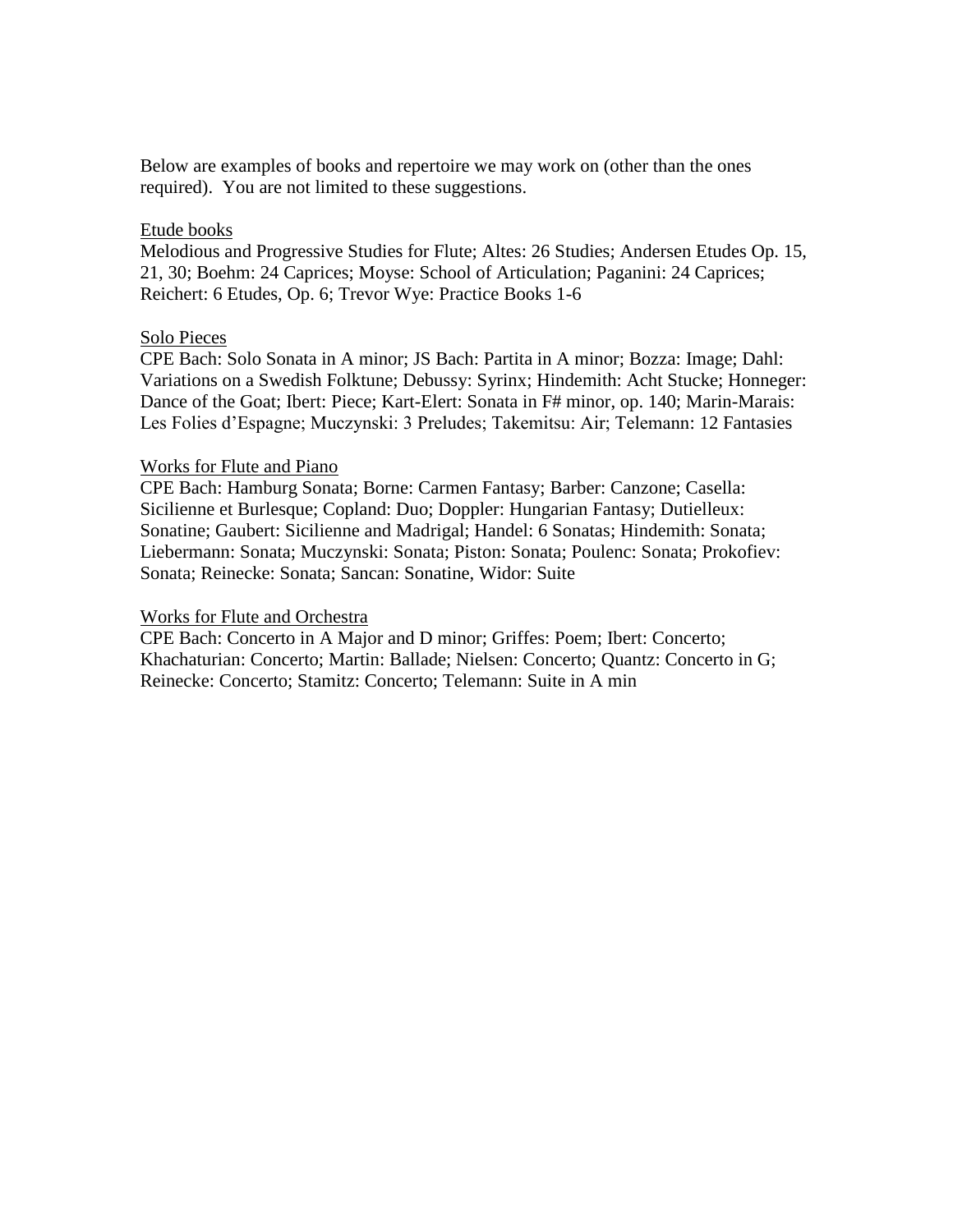Below are examples of books and repertoire we may work on (other than the ones required). You are not limited to these suggestions.

Etude books

Melodious and Progressive Studies for Flute; Altes: 26 Studies; Andersen Etudes Op. 15, 21, 30; Boehm: 24 Caprices; Moyse: School of Articulation; Paganini: 24 Caprices; Reichert: 6 Etudes, Op. 6; Trevor Wye: Practice Books 1-6

Solo Pieces

CPE Bach: Solo Sonata in A minor; JS Bach: Partita in A minor; Bozza: Image; Dahl: Variations on a Swedish Folktune; Debussy: Syrinx; Hindemith: Acht Stucke; Honneger: Dance of the Goat; Ibert: Piece; Kart-Elert: Sonata in F# minor, op. 140; Marin-Marais: Les Folies d'Espagne; Muczynski: 3 Preludes; Takemitsu: Air; Telemann: 12 Fantasies

Works for Flute and Piano

CPE Bach: Hamburg Sonata; Borne: Carmen Fantasy; Barber: Canzone; Casella: Sicilienne et Burlesque; Copland: Duo; Doppler: Hungarian Fantasy; Dutielleux: Sonatine; Gaubert: Sicilienne and Madrigal; Handel: 6 Sonatas; Hindemith: Sonata; Liebermann: Sonata; Muczynski: Sonata; Piston: Sonata; Poulenc: Sonata; Prokofiev: Sonata; Reinecke: Sonata; Sancan: Sonatine, Widor: Suite

Works for Flute and Orchestra

CPE Bach: Concerto in A Major and D minor; Griffes: Poem; Ibert: Concerto; Khachaturian: Concerto; Martin: Ballade; Nielsen: Concerto; Quantz: Concerto in G; Reinecke: Concerto; Stamitz: Concerto; Telemann: Suite in A min